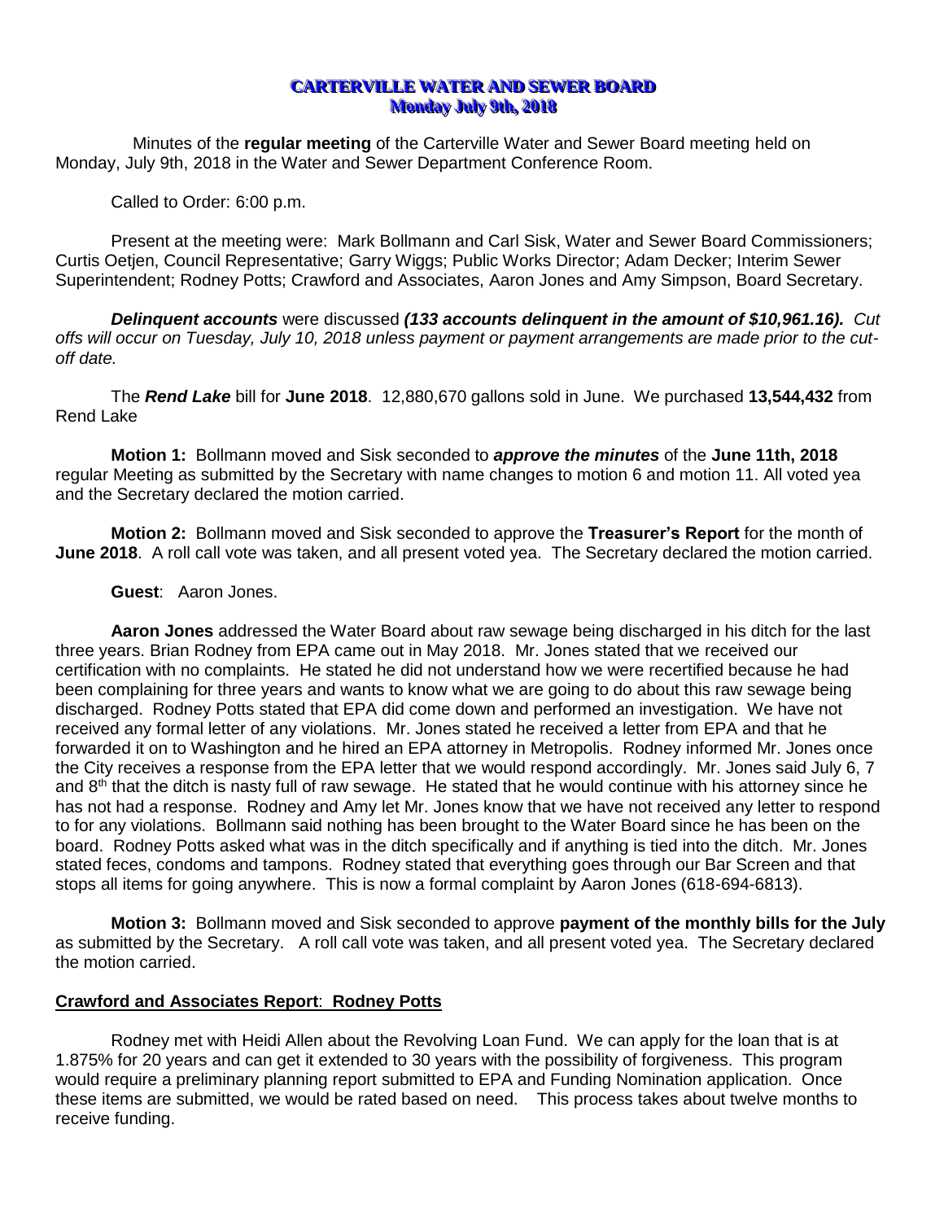# CARTERVILLE WATER AND SEWER BOARD
## Monday July 9th, 2018

Minutes of the **regular meeting** of the Carterville Water and Sewer Board meeting held on Monday, July 9th, 2018 in the Water and Sewer Department Conference Room.

Called to Order: 6:00 p.m.

Present at the meeting were: Mark Bollmann and Carl Sisk, Water and Sewer Board Commissioners; Curtis Oetjen, Council Representative; Garry Wiggs; Public Works Director; Adam Decker; Interim Sewer Superintendent; Rodney Potts; Crawford and Associates, Aaron Jones and Amy Simpson, Board Secretary.

***Delinquent accounts*** were discussed ***(133 accounts delinquent in the amount of $10,961.16).*** *Cut offs will occur on Tuesday, July 10, 2018 unless payment or payment arrangements are made prior to the cut-off date.*

The ***Rend Lake*** bill for **June 2018**. 12,880,670 gallons sold in June. We purchased **13,544,432** from Rend Lake

**Motion 1:** Bollmann moved and Sisk seconded to ***approve the minutes*** of the **June 11th, 2018** regular Meeting as submitted by the Secretary with name changes to motion 6 and motion 11. All voted yea and the Secretary declared the motion carried.

**Motion 2:** Bollmann moved and Sisk seconded to approve the **Treasurer's Report** for the month of **June 2018**. A roll call vote was taken, and all present voted yea. The Secretary declared the motion carried.

**Guest**: Aaron Jones.

**Aaron Jones** addressed the Water Board about raw sewage being discharged in his ditch for the last three years. Brian Rodney from EPA came out in May 2018. Mr. Jones stated that we received our certification with no complaints. He stated he did not understand how we were recertified because he had been complaining for three years and wants to know what we are going to do about this raw sewage being discharged. Rodney Potts stated that EPA did come down and performed an investigation. We have not received any formal letter of any violations. Mr. Jones stated he received a letter from EPA and that he forwarded it on to Washington and he hired an EPA attorney in Metropolis. Rodney informed Mr. Jones once the City receives a response from the EPA letter that we would respond accordingly. Mr. Jones said July 6, 7 and 8th that the ditch is nasty full of raw sewage. He stated that he would continue with his attorney since he has not had a response. Rodney and Amy let Mr. Jones know that we have not received any letter to respond to for any violations. Bollmann said nothing has been brought to the Water Board since he has been on the board. Rodney Potts asked what was in the ditch specifically and if anything is tied into the ditch. Mr. Jones stated feces, condoms and tampons. Rodney stated that everything goes through our Bar Screen and that stops all items for going anywhere. This is now a formal complaint by Aaron Jones (618-694-6813).

**Motion 3:** Bollmann moved and Sisk seconded to approve **payment of the monthly bills for the July** as submitted by the Secretary. A roll call vote was taken, and all present voted yea. The Secretary declared the motion carried.

**Crawford and Associates Report**: **Rodney Potts**

Rodney met with Heidi Allen about the Revolving Loan Fund. We can apply for the loan that is at 1.875% for 20 years and can get it extended to 30 years with the possibility of forgiveness. This program would require a preliminary planning report submitted to EPA and Funding Nomination application. Once these items are submitted, we would be rated based on need. This process takes about twelve months to receive funding.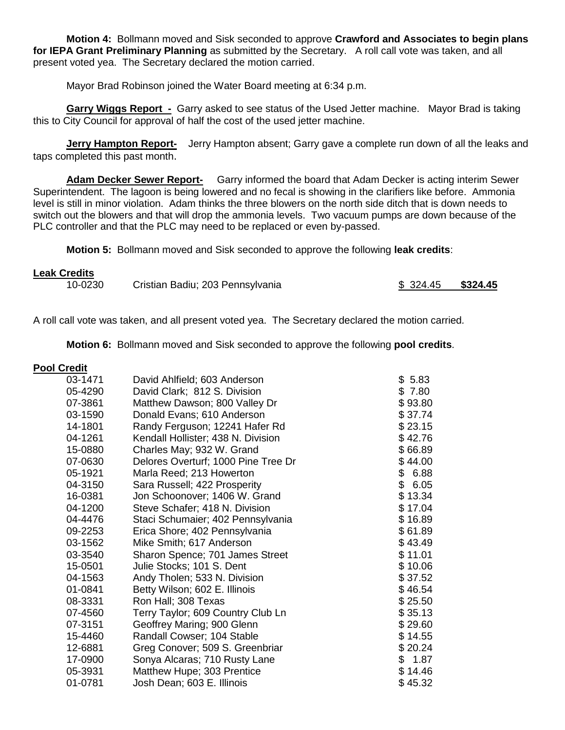**Motion 4:** Bollmann moved and Sisk seconded to approve **Crawford and Associates to begin plans for IEPA Grant Preliminary Planning** as submitted by the Secretary. A roll call vote was taken, and all present voted yea. The Secretary declared the motion carried.

Mayor Brad Robinson joined the Water Board meeting at 6:34 p.m.

**Garry Wiggs Report -** Garry asked to see status of the Used Jetter machine. Mayor Brad is taking this to City Council for approval of half the cost of the used jetter machine.

**Jerry Hampton Report-** Jerry Hampton absent; Garry gave a complete run down of all the leaks and taps completed this past month.

**Adam Decker Sewer Report-** Garry informed the board that Adam Decker is acting interim Sewer Superintendent. The lagoon is being lowered and no fecal is showing in the clarifiers like before. Ammonia level is still in minor violation. Adam thinks the three blowers on the north side ditch that is down needs to switch out the blowers and that will drop the ammonia levels. Two vacuum pumps are down because of the PLC controller and that the PLC may need to be replaced or even by-passed.

**Motion 5:** Bollmann moved and Sisk seconded to approve the following **leak credits**:

**Leak Credits**

| | | | |
|---|---|---|---|
| 10-0230 | Cristian Badiu; 203 Pennsylvania | $ 324.45 | **$324.45** |

A roll call vote was taken, and all present voted yea. The Secretary declared the motion carried.

**Motion 6:** Bollmann moved and Sisk seconded to approve the following **pool credits**.

**Pool Credit**

| | | |
|---|---|---|
| 03-1471 | David Ahlfield; 603 Anderson | $ 5.83 |
| 05-4290 | David Clark; 812 S. Division | $ 7.80 |
| 07-3861 | Matthew Dawson; 800 Valley Dr | $ 93.80 |
| 03-1590 | Donald Evans; 610 Anderson | $ 37.74 |
| 14-1801 | Randy Ferguson; 12241 Hafer Rd | $ 23.15 |
| 04-1261 | Kendall Hollister; 438 N. Division | $ 42.76 |
| 15-0880 | Charles May; 932 W. Grand | $ 66.89 |
| 07-0630 | Delores Overturf; 1000 Pine Tree Dr | $ 44.00 |
| 05-1921 | Marla Reed; 213 Howerton | $ 6.88 |
| 04-3150 | Sara Russell; 422 Prosperity | $ 6.05 |
| 16-0381 | Jon Schoonover; 1406 W. Grand | $ 13.34 |
| 04-1200 | Steve Schafer; 418 N. Division | $ 17.04 |
| 04-4476 | Staci Schumaier; 402 Pennsylvania | $ 16.89 |
| 09-2253 | Erica Shore; 402 Pennsylvania | $ 61.89 |
| 03-1562 | Mike Smith; 617 Anderson | $ 43.49 |
| 03-3540 | Sharon Spence; 701 James Street | $ 11.01 |
| 15-0501 | Julie Stocks; 101 S. Dent | $ 10.06 |
| 04-1563 | Andy Tholen; 533 N. Division | $ 37.52 |
| 01-0841 | Betty Wilson; 602 E. Illinois | $ 46.54 |
| 08-3331 | Ron Hall; 308 Texas | $ 25.50 |
| 07-4560 | Terry Taylor; 609 Country Club Ln | $ 35.13 |
| 07-3151 | Geoffrey Maring; 900 Glenn | $ 29.60 |
| 15-4460 | Randall Cowser; 104 Stable | $ 14.55 |
| 12-6881 | Greg Conover; 509 S. Greenbriar | $ 20.24 |
| 17-0900 | Sonya Alcaras; 710 Rusty Lane | $ 1.87 |
| 05-3931 | Matthew Hupe; 303 Prentice | $ 14.46 |
| 01-0781 | Josh Dean; 603 E. Illinois | $ 45.32 |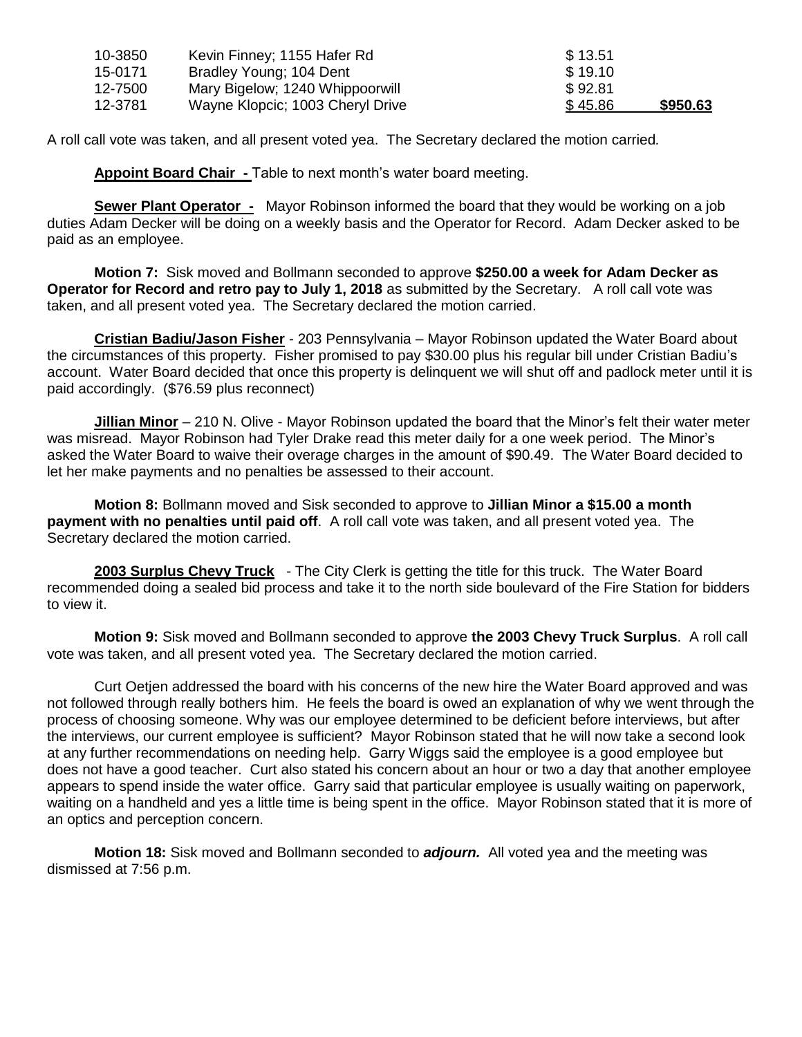| | | | |
|---|---|---|---|
| 10-3850 | Kevin Finney; 1155 Hafer Rd | $ 13.51 | |
| 15-0171 | Bradley Young; 104 Dent | $ 19.10 | |
| 12-7500 | Mary Bigelow; 1240 Whippoorwill | $ 92.81 | |
| 12-3781 | Wayne Klopcic; 1003 Cheryl Drive | $ 45.86 | **$950.63** |

A roll call vote was taken, and all present voted yea. The Secretary declared the motion carried.

**Appoint Board Chair -** Table to next month's water board meeting.

**Sewer Plant Operator -** Mayor Robinson informed the board that they would be working on a job duties Adam Decker will be doing on a weekly basis and the Operator for Record. Adam Decker asked to be paid as an employee.

**Motion 7:** Sisk moved and Bollmann seconded to approve **$250.00 a week for Adam Decker as Operator for Record and retro pay to July 1, 2018** as submitted by the Secretary. A roll call vote was taken, and all present voted yea. The Secretary declared the motion carried.

**Cristian Badiu/Jason Fisher** - 203 Pennsylvania – Mayor Robinson updated the Water Board about the circumstances of this property. Fisher promised to pay $30.00 plus his regular bill under Cristian Badiu's account. Water Board decided that once this property is delinquent we will shut off and padlock meter until it is paid accordingly. ($76.59 plus reconnect)

**Jillian Minor** – 210 N. Olive - Mayor Robinson updated the board that the Minor's felt their water meter was misread. Mayor Robinson had Tyler Drake read this meter daily for a one week period. The Minor's asked the Water Board to waive their overage charges in the amount of $90.49. The Water Board decided to let her make payments and no penalties be assessed to their account.

**Motion 8:** Bollmann moved and Sisk seconded to approve to **Jillian Minor a $15.00 a month payment with no penalties until paid off**. A roll call vote was taken, and all present voted yea. The Secretary declared the motion carried.

**2003 Surplus Chevy Truck** - The City Clerk is getting the title for this truck. The Water Board recommended doing a sealed bid process and take it to the north side boulevard of the Fire Station for bidders to view it.

**Motion 9:** Sisk moved and Bollmann seconded to approve **the 2003 Chevy Truck Surplus**. A roll call vote was taken, and all present voted yea. The Secretary declared the motion carried.

Curt Oetjen addressed the board with his concerns of the new hire the Water Board approved and was not followed through really bothers him. He feels the board is owed an explanation of why we went through the process of choosing someone. Why was our employee determined to be deficient before interviews, but after the interviews, our current employee is sufficient? Mayor Robinson stated that he will now take a second look at any further recommendations on needing help. Garry Wiggs said the employee is a good employee but does not have a good teacher. Curt also stated his concern about an hour or two a day that another employee appears to spend inside the water office. Garry said that particular employee is usually waiting on paperwork, waiting on a handheld and yes a little time is being spent in the office. Mayor Robinson stated that it is more of an optics and perception concern.

**Motion 18:** Sisk moved and Bollmann seconded to ***adjourn.*** All voted yea and the meeting was dismissed at 7:56 p.m.